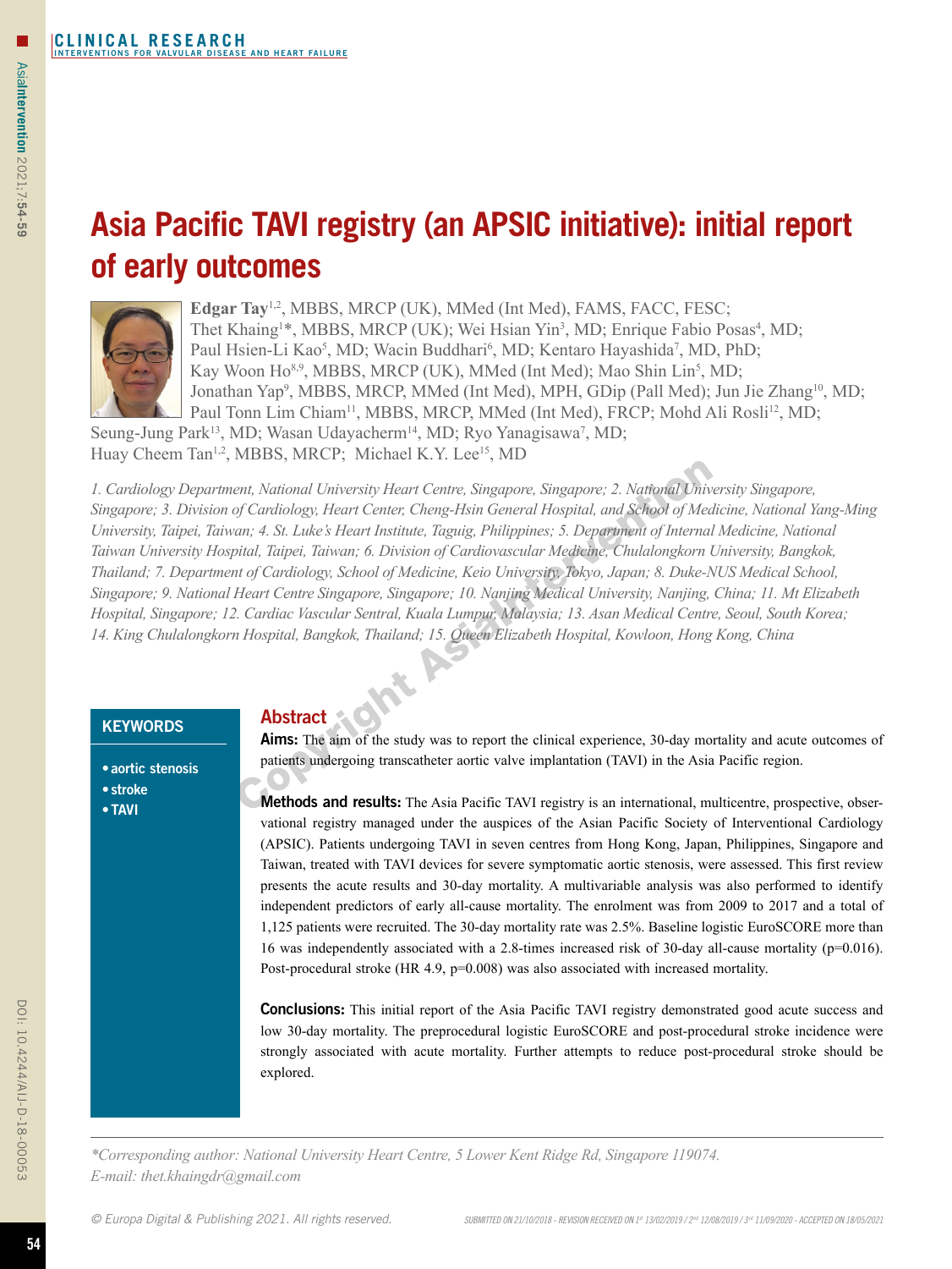CLINICAL RESEARCH
INTERVENTIONS FOR VALVULAR DISEASE AND HEART FAILURE

# Asia Pacific TAVI registry (an APSIC initiative): initial report of early outcomes

**Edgar Tay**[1,2], MBBS, MRCP (UK), MMed (Int Med), FAMS, FACC, FESC; Thet Khaing[1]*, MBBS, MRCP (UK); Wei Hsian Yin[3], MD; Enrique Fabio Posas[4], MD; Paul Hsien-Li Kao[5], MD; Wacin Buddhari[6], MD; Kentaro Hayashida[7], MD, PhD; Kay Woon Ho[8,9], MBBS, MRCP (UK), MMed (Int Med); Mao Shin Lin[5], MD; Jonathan Yap[9], MBBS, MRCP, MMed (Int Med), MPH, GDip (Pall Med); Jun Jie Zhang[10], MD; Paul Tonn Lim Chiam[11], MBBS, MRCP, MMed (Int Med), FRCP; Mohd Ali Rosli[12], MD; Seung-Jung Park[13], MD; Wasan Udayacherm[14], MD; Ryo Yanagisawa[7], MD; Huay Cheem Tan[1,2], MBBS, MRCP; Michael K.Y. Lee[15], MD

*1. Cardiology Department, National University Heart Centre, Singapore, Singapore; 2. National University Singapore, Singapore; 3. Division of Cardiology, Heart Center, Cheng-Hsin General Hospital, and School of Medicine, National Yang-Ming University, Taipei, Taiwan; 4. St. Luke's Heart Institute, Taguig, Philippines; 5. Department of Internal Medicine, National Taiwan University Hospital, Taipei, Taiwan; 6. Division of Cardiovascular Medicine, Chulalongkorn University, Bangkok, Thailand; 7. Department of Cardiology, School of Medicine, Keio University, Tokyo, Japan; 8. Duke-NUS Medical School, Singapore; 9. National Heart Centre Singapore, Singapore; 10. Nanjing Medical University, Nanjing, China; 11. Mt Elizabeth Hospital, Singapore; 12. Cardiac Vascular Sentral, Kuala Lumpur, Malaysia; 13. Asan Medical Centre, Seoul, South Korea; 14. King Chulalongkorn Hospital, Bangkok, Thailand; 15. Queen Elizabeth Hospital, Kowloon, Hong Kong, China*

## KEYWORDS

- aortic stenosis
- stroke
- TAVI

## Abstract

**Aims:** The aim of the study was to report the clinical experience, 30-day mortality and acute outcomes of patients undergoing transcatheter aortic valve implantation (TAVI) in the Asia Pacific region.

**Methods and results:** The Asia Pacific TAVI registry is an international, multicentre, prospective, observational registry managed under the auspices of the Asian Pacific Society of Interventional Cardiology (APSIC). Patients undergoing TAVI in seven centres from Hong Kong, Japan, Philippines, Singapore and Taiwan, treated with TAVI devices for severe symptomatic aortic stenosis, were assessed. This first review presents the acute results and 30-day mortality. A multivariable analysis was also performed to identify independent predictors of early all-cause mortality. The enrolment was from 2009 to 2017 and a total of 1,125 patients were recruited. The 30-day mortality rate was 2.5%. Baseline logistic EuroSCORE more than 16 was independently associated with a 2.8-times increased risk of 30-day all-cause mortality (p=0.016). Post-procedural stroke (HR 4.9, p=0.008) was also associated with increased mortality.

**Conclusions:** This initial report of the Asia Pacific TAVI registry demonstrated good acute success and low 30-day mortality. The preprocedural logistic EuroSCORE and post-procedural stroke incidence were strongly associated with acute mortality. Further attempts to reduce post-procedural stroke should be explored.

*\*Corresponding author: National University Heart Centre, 5 Lower Kent Ridge Rd, Singapore 119074. E-mail: thet.khaingdr@gmail.com*

© Europa Digital & Publishing 2021. All rights reserved.

SUBMITTED ON 21/10/2018 - REVISION RECEIVED ON 1st 13/02/2019 / 2nd 12/08/2019 / 3rd 11/09/2020 - ACCEPTED ON 18/05/2021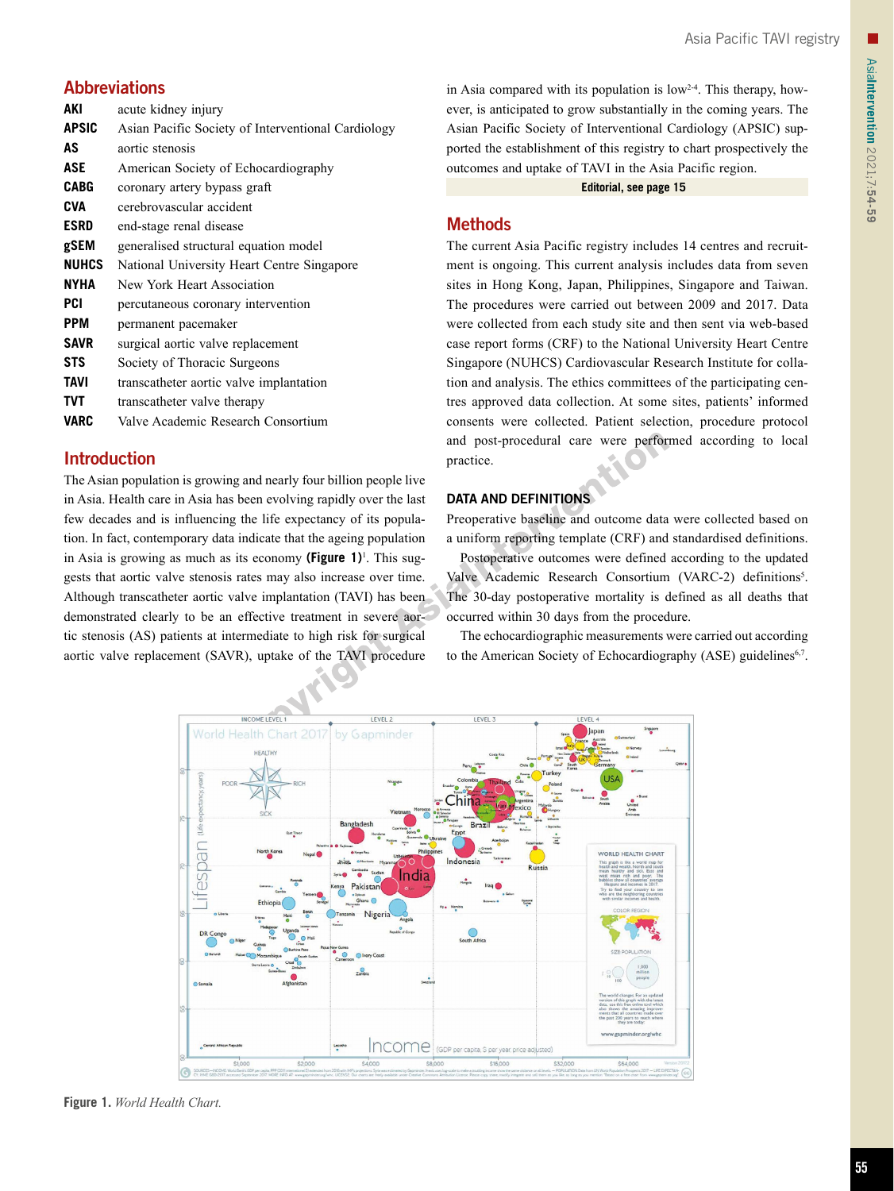## Abbreviations

**AKI** acute kidney injury
**APSIC** Asian Pacific Society of Interventional Cardiology
**AS** aortic stenosis
**ASE** American Society of Echocardiography
**CABG** coronary artery bypass graft
**CVA** cerebrovascular accident
**ESRD** end-stage renal disease
**gSEM** generalised structural equation model
**NUHCS** National University Heart Centre Singapore
**NYHA** New York Heart Association
**PCI** percutaneous coronary intervention
**PPM** permanent pacemaker
**SAVR** surgical aortic valve replacement
**STS** Society of Thoracic Surgeons
**TAVI** transcatheter aortic valve implantation
**TVT** transcatheter valve therapy
**VARC** Valve Academic Research Consortium

## Introduction

The Asian population is growing and nearly four billion people live in Asia. Health care in Asia has been evolving rapidly over the last few decades and is influencing the life expectancy of its population. In fact, contemporary data indicate that the ageing population in Asia is growing as much as its economy **(Figure 1)**[1]. This suggests that aortic valve stenosis rates may also increase over time. Although transcatheter aortic valve implantation (TAVI) has been demonstrated clearly to be an effective treatment in severe aortic stenosis (AS) patients at intermediate to high risk for surgical aortic valve replacement (SAVR), uptake of the TAVI procedure in Asia compared with its population is low[2-4]. This therapy, however, is anticipated to grow substantially in the coming years. The Asian Pacific Society of Interventional Cardiology (APSIC) supported the establishment of this registry to chart prospectively the outcomes and uptake of TAVI in the Asia Pacific region.

**Editorial, see page 15**

## Methods

The current Asia Pacific registry includes 14 centres and recruitment is ongoing. This current analysis includes data from seven sites in Hong Kong, Japan, Philippines, Singapore and Taiwan. The procedures were carried out between 2009 and 2017. Data were collected from each study site and then sent via web-based case report forms (CRF) to the National University Heart Centre Singapore (NUHCS) Cardiovascular Research Institute for collation and analysis. The ethics committees of the participating centres approved data collection. At some sites, patients' informed consents were collected. Patient selection, procedure protocol and post-procedural care were performed according to local practice.

### DATA AND DEFINITIONS

Preoperative baseline and outcome data were collected based on a uniform reporting template (CRF) and standardised definitions.

Postoperative outcomes were defined according to the updated Valve Academic Research Consortium (VARC-2) definitions[5]. The 30-day postoperative mortality is defined as all deaths that occurred within 30 days from the procedure.

The echocardiographic measurements were carried out according to the American Society of Echocardiography (ASE) guidelines[6,7].

**Figure 1.** *World Health Chart.*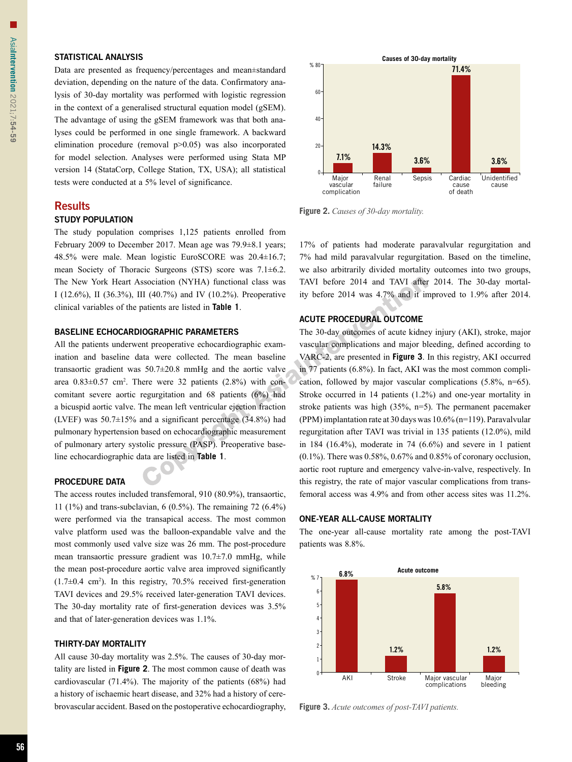### STATISTICAL ANALYSIS

Data are presented as frequency/percentages and mean±standard deviation, depending on the nature of the data. Confirmatory analysis of 30-day mortality was performed with logistic regression in the context of a generalised structural equation model (gSEM). The advantage of using the gSEM framework was that both analyses could be performed in one single framework. A backward elimination procedure (removal p>0.05) was also incorporated for model selection. Analyses were performed using Stata MP version 14 (StataCorp, College Station, TX, USA); all statistical tests were conducted at a 5% level of significance.

## Results

### STUDY POPULATION

The study population comprises 1,125 patients enrolled from February 2009 to December 2017. Mean age was 79.9±8.1 years; 48.5% were male. Mean logistic EuroSCORE was 20.4±16.7; mean Society of Thoracic Surgeons (STS) score was 7.1±6.2. The New York Heart Association (NYHA) functional class was I (12.6%), II (36.3%), III (40.7%) and IV (10.2%). Preoperative clinical variables of the patients are listed in **Table 1**.

### BASELINE ECHOCARDIOGRAPHIC PARAMETERS

All the patients underwent preoperative echocardiographic examination and baseline data were collected. The mean baseline transaortic gradient was 50.7±20.8 mmHg and the aortic valve area 0.83±0.57 $cm^2$. There were 32 patients (2.8%) with concomitant severe aortic regurgitation and 68 patients (6%) had a bicuspid aortic valve. The mean left ventricular ejection fraction (LVEF) was 50.7±15% and a significant percentage (34.8%) had pulmonary hypertension based on echocardiographic measurement of pulmonary artery systolic pressure (PASP). Preoperative baseline echocardiographic data are listed in **Table 1**.

### PROCEDURE DATA

The access routes included transfemoral, 910 (80.9%), transaortic, 11 (1%) and trans-subclavian, 6 (0.5%). The remaining 72 (6.4%) were performed via the transapical access. The most common valve platform used was the balloon-expandable valve and the most commonly used valve size was 26 mm. The post-procedure mean transaortic pressure gradient was 10.7±7.0 mmHg, while the mean post-procedure aortic valve area improved significantly (1.7±0.4 $cm^2$). In this registry, 70.5% received first-generation TAVI devices and 29.5% received later-generation TAVI devices. The 30-day mortality rate of first-generation devices was 3.5% and that of later-generation devices was 1.1%.

### THIRTY-DAY MORTALITY

All cause 30-day mortality was 2.5%. The causes of 30-day mortality are listed in **Figure 2**. The most common cause of death was cardiovascular (71.4%). The majority of the patients (68%) had a history of ischaemic heart disease, and 32% had a history of cerebrovascular accident. Based on the postoperative echocardiography, 17% of patients had moderate paravalvular regurgitation and 7% had mild paravalvular regurgitation. Based on the timeline, we also arbitrarily divided mortality outcomes into two groups, TAVI before 2014 and TAVI after 2014. The 30-day mortality before 2014 was 4.7% and it improved to 1.9% after 2014.

**Figure 2.** *Causes of 30-day mortality.*

### ACUTE PROCEDURAL OUTCOME

The 30-day outcomes of acute kidney injury (AKI), stroke, major vascular complications and major bleeding, defined according to VARC-2, are presented in **Figure 3**. In this registry, AKI occurred in 77 patients (6.8%). In fact, AKI was the most common complication, followed by major vascular complications (5.8%, n=65). Stroke occurred in 14 patients (1.2%) and one-year mortality in stroke patients was high (35%, n=5). The permanent pacemaker (PPM) implantation rate at 30 days was 10.6% (n=119). Paravalvular regurgitation after TAVI was trivial in 135 patients (12.0%), mild in 184 (16.4%), moderate in 74 (6.6%) and severe in 1 patient (0.1%). There was 0.58%, 0.67% and 0.85% of coronary occlusion, aortic root rupture and emergency valve-in-valve, respectively. In this registry, the rate of major vascular complications from transfemoral access was 4.9% and from other access sites was 11.2%.

### ONE-YEAR ALL-CAUSE MORTALITY

The one-year all-cause mortality rate among the post-TAVI patients was 8.8%.

**Figure 3.** *Acute outcomes of post-TAVI patients.*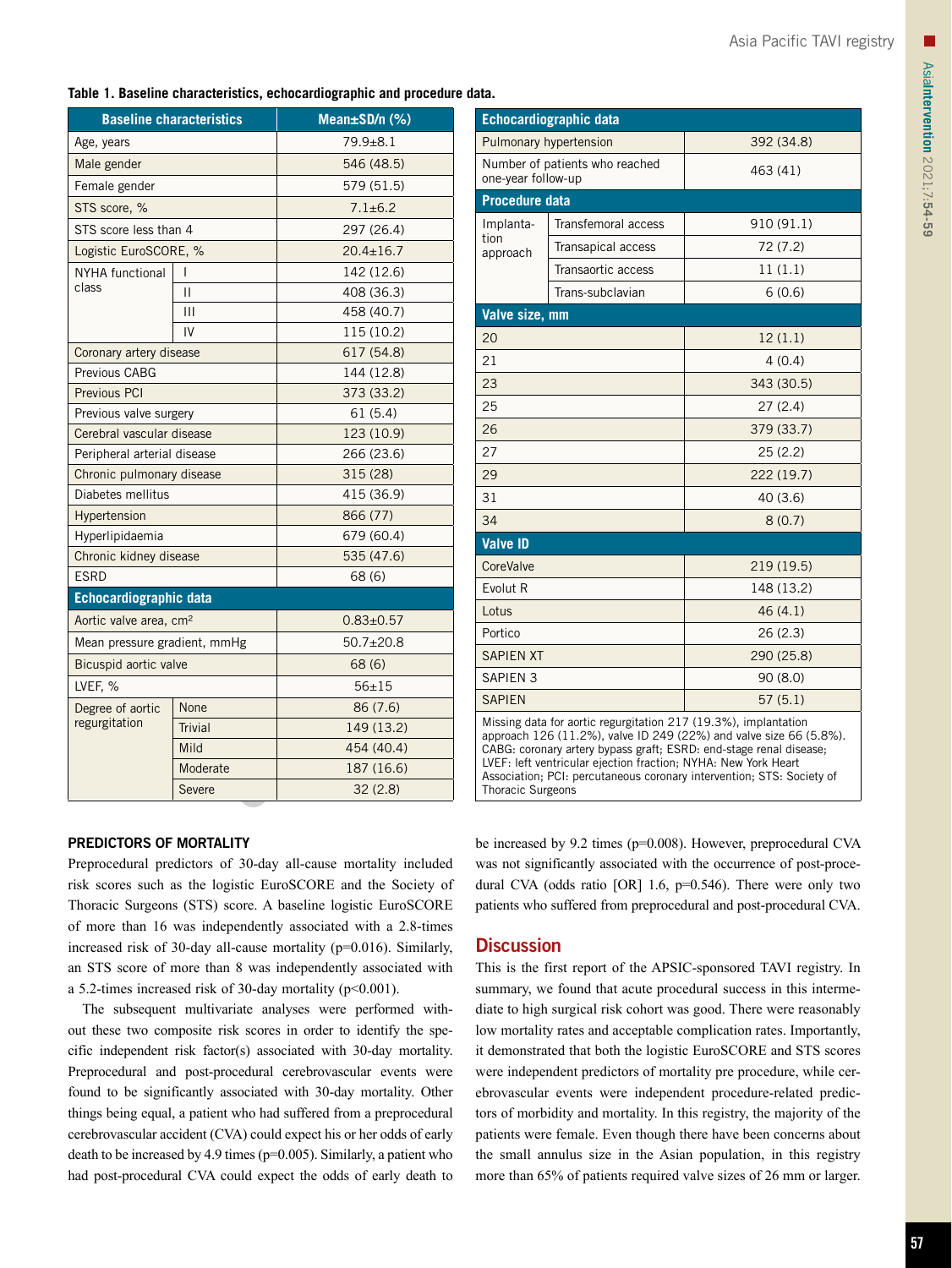**Table 1. Baseline characteristics, echocardiographic and procedure data.**

| Baseline characteristics | | Mean±SD/n (%) |
|---|---|---|
| Age, years | | 79.9±8.1 |
| Male gender | | 546 (48.5) |
| Female gender | | 579 (51.5) |
| STS score, % | | 7.1±6.2 |
| STS score less than 4 | | 297 (26.4) |
| Logistic EuroSCORE, % | | 20.4±16.7 |
| NYHA functional class | I | 142 (12.6) |
| | II | 408 (36.3) |
| | III | 458 (40.7) |
| | IV | 115 (10.2) |
| Coronary artery disease | | 617 (54.8) |
| Previous CABG | | 144 (12.8) |
| Previous PCI | | 373 (33.2) |
| Previous valve surgery | | 61 (5.4) |
| Cerebral vascular disease | | 123 (10.9) |
| Peripheral arterial disease | | 266 (23.6) |
| Chronic pulmonary disease | | 315 (28) |
| Diabetes mellitus | | 415 (36.9) |
| Hypertension | | 866 (77) |
| Hyperlipidaemia | | 679 (60.4) |
| Chronic kidney disease | | 535 (47.6) |
| ESRD | | 68 (6) |
| **Echocardiographic data** | | |
| Aortic valve area, cm² | | 0.83±0.57 |
| Mean pressure gradient, mmHg | | 50.7±20.8 |
| Bicuspid aortic valve | | 68 (6) |
| LVEF, % | | 56±15 |
| Degree of aortic regurgitation | None | 86 (7.6) |
| | Trivial | 149 (13.2) |
| | Mild | 454 (40.4) |
| | Moderate | 187 (16.6) |
| | Severe | 32 (2.8) |
| Pulmonary hypertension | | 392 (34.8) |
| Number of patients who reached one-year follow-up | | 463 (41) |
| **Procedure data** | | |
| Implantation approach | Transfemoral access | 910 (91.1) |
| | Transapical access | 72 (7.2) |
| | Transaortic access | 11 (1.1) |
| | Trans-subclavian | 6 (0.6) |
| **Valve size, mm** | | |
| 20 | | 12 (1.1) |
| 21 | | 4 (0.4) |
| 23 | | 343 (30.5) |
| 25 | | 27 (2.4) |
| 26 | | 379 (33.7) |
| 27 | | 25 (2.2) |
| 29 | | 222 (19.7) |
| 31 | | 40 (3.6) |
| 34 | | 8 (0.7) |
| **Valve ID** | | |
| CoreValve | | 219 (19.5) |
| Evolut R | | 148 (13.2) |
| Lotus | | 46 (4.1) |
| Portico | | 26 (2.3) |
| SAPIEN XT | | 290 (25.8) |
| SAPIEN 3 | | 90 (8.0) |
| SAPIEN | | 57 (5.1) |

Missing data for aortic regurgitation 217 (19.3%), implantation approach 126 (11.2%), valve ID 249 (22%) and valve size 66 (5.8%). CABG: coronary artery bypass graft; ESRD: end-stage renal disease; LVEF: left ventricular ejection fraction; NYHA: New York Heart Association; PCI: percutaneous coronary intervention; STS: Society of Thoracic Surgeons

### PREDICTORS OF MORTALITY

Preprocedural predictors of 30-day all-cause mortality included risk scores such as the logistic EuroSCORE and the Society of Thoracic Surgeons (STS) score. A baseline logistic EuroSCORE of more than 16 was independently associated with a 2.8-times increased risk of 30-day all-cause mortality (p=0.016). Similarly, an STS score of more than 8 was independently associated with a 5.2-times increased risk of 30-day mortality (p<0.001).

The subsequent multivariate analyses were performed without these two composite risk scores in order to identify the specific independent risk factor(s) associated with 30-day mortality. Preprocedural and post-procedural cerebrovascular events were found to be significantly associated with 30-day mortality. Other things being equal, a patient who had suffered from a preprocedural cerebrovascular accident (CVA) could expect his or her odds of early death to be increased by 4.9 times (p=0.005). Similarly, a patient who had post-procedural CVA could expect the odds of early death to be increased by 9.2 times (p=0.008). However, preprocedural CVA was not significantly associated with the occurrence of post-procedural CVA (odds ratio [OR] 1.6, p=0.546). There were only two patients who suffered from preprocedural and post-procedural CVA.

## Discussion

This is the first report of the APSIC-sponsored TAVI registry. In summary, we found that acute procedural success in this intermediate to high surgical risk cohort was good. There were reasonably low mortality rates and acceptable complication rates. Importantly, it demonstrated that both the logistic EuroSCORE and STS scores were independent predictors of mortality pre procedure, while cerebrovascular events were independent procedure-related predictors of morbidity and mortality. In this registry, the majority of the patients were female. Even though there have been concerns about the small annulus size in the Asian population, in this registry more than 65% of patients required valve sizes of 26 mm or larger.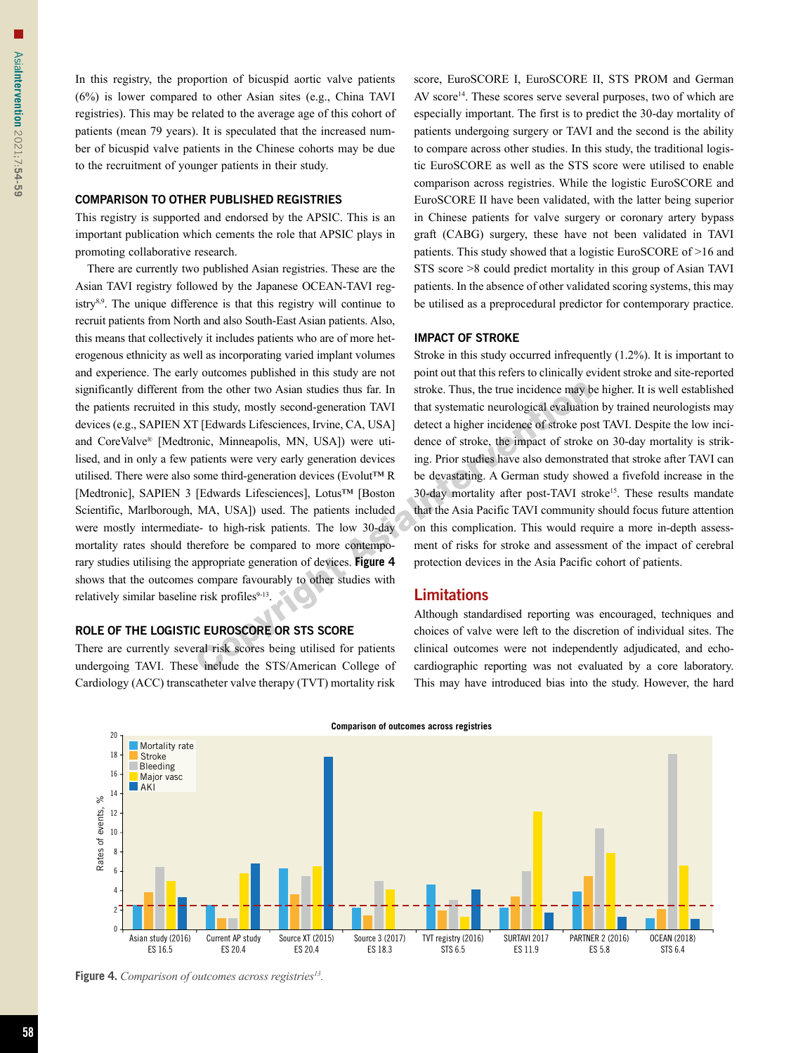In this registry, the proportion of bicuspid aortic valve patients (6%) is lower compared to other Asian sites (e.g., China TAVI registries). This may be related to the average age of this cohort of patients (mean 79 years). It is speculated that the increased number of bicuspid valve patients in the Chinese cohorts may be due to the recruitment of younger patients in their study.

### COMPARISON TO OTHER PUBLISHED REGISTRIES

This registry is supported and endorsed by the APSIC. This is an important publication which cements the role that APSIC plays in promoting collaborative research.

There are currently two published Asian registries. These are the Asian TAVI registry followed by the Japanese OCEAN-TAVI registry[8,9]. The unique difference is that this registry will continue to recruit patients from North and also South-East Asian patients. Also, this means that collectively it includes patients who are of more heterogenous ethnicity as well as incorporating varied implant volumes and experience. The early outcomes published in this study are not significantly different from the other two Asian studies thus far. In the patients recruited in this study, mostly second-generation TAVI devices (e.g., SAPIEN XT [Edwards Lifesciences, Irvine, CA, USA] and CoreValve® [Medtronic, Minneapolis, MN, USA]) were utilised, and in only a few patients were very early generation devices utilised. There were also some third-generation devices (Evolut™ R [Medtronic], SAPIEN 3 [Edwards Lifesciences], Lotus™ [Boston Scientific, Marlborough, MA, USA]) used. The patients included were mostly intermediate- to high-risk patients. The low 30-day mortality rates should therefore be compared to more contemporary studies utilising the appropriate generation of devices. **Figure 4** shows that the outcomes compare favourably to other studies with relatively similar baseline risk profiles[9-13].

### ROLE OF THE LOGISTIC EUROSCORE OR STS SCORE

There are currently several risk scores being utilised for patients undergoing TAVI. These include the STS/American College of Cardiology (ACC) transcatheter valve therapy (TVT) mortality risk score, EuroSCORE I, EuroSCORE II, STS PROM and German AV score[14]. These scores serve several purposes, two of which are especially important. The first is to predict the 30-day mortality of patients undergoing surgery or TAVI and the second is the ability to compare across other studies. In this study, the traditional logistic EuroSCORE as well as the STS score were utilised to enable comparison across registries. While the logistic EuroSCORE and EuroSCORE II have been validated, with the latter being superior in Chinese patients for valve surgery or coronary artery bypass graft (CABG) surgery, these have not been validated in TAVI patients. This study showed that a logistic EuroSCORE of >16 and STS score >8 could predict mortality in this group of Asian TAVI patients. In the absence of other validated scoring systems, this may be utilised as a preprocedural predictor for contemporary practice.

### IMPACT OF STROKE

Stroke in this study occurred infrequently (1.2%). It is important to point out that this refers to clinically evident stroke and site-reported stroke. Thus, the true incidence may be higher. It is well established that systematic neurological evaluation by trained neurologists may detect a higher incidence of stroke post TAVI. Despite the low incidence of stroke, the impact of stroke on 30-day mortality is striking. Prior studies have also demonstrated that stroke after TAVI can be devastating. A German study showed a fivefold increase in the 30-day mortality after post-TAVI stroke[15]. These results mandate that the Asia Pacific TAVI community should focus future attention on this complication. This would require a more in-depth assessment of risks for stroke and assessment of the impact of cerebral protection devices in the Asia Pacific cohort of patients.

## Limitations

Although standardised reporting was encouraged, techniques and choices of valve were left to the discretion of individual sites. The clinical outcomes were not independently adjudicated, and echocardiographic reporting was not evaluated by a core laboratory. This may have introduced bias into the study. However, the hard

**Figure 4.** *Comparison of outcomes across registries[13].*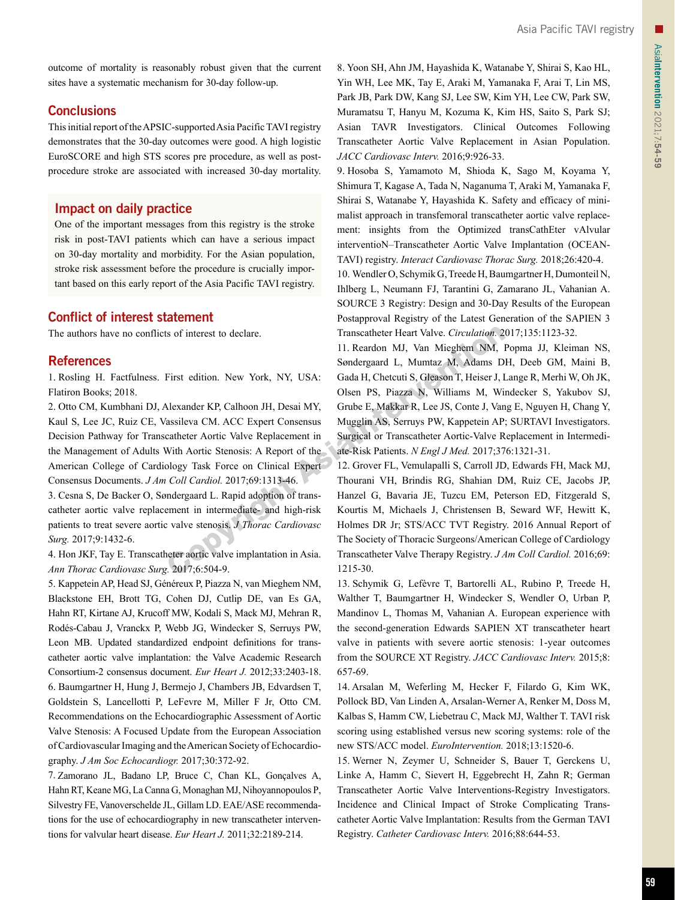outcome of mortality is reasonably robust given that the current sites have a systematic mechanism for 30-day follow-up.

## Conclusions

This initial report of the APSIC-supported Asia Pacific TAVI registry demonstrates that the 30-day outcomes were good. A high logistic EuroSCORE and high STS scores pre procedure, as well as post-procedure stroke are associated with increased 30-day mortality.

## Impact on daily practice

One of the important messages from this registry is the stroke risk in post-TAVI patients which can have a serious impact on 30-day mortality and morbidity. For the Asian population, stroke risk assessment before the procedure is crucially important based on this early report of the Asia Pacific TAVI registry.

## Conflict of interest statement

The authors have no conflicts of interest to declare.

## References

1. Rosling H. Factfulness. First edition. New York, NY, USA: Flatiron Books; 2018.

2. Otto CM, Kumbhani DJ, Alexander KP, Calhoon JH, Desai MY, Kaul S, Lee JC, Ruiz CE, Vassileva CM. ACC Expert Consensus Decision Pathway for Transcatheter Aortic Valve Replacement in the Management of Adults With Aortic Stenosis: A Report of the American College of Cardiology Task Force on Clinical Expert Consensus Documents. *J Am Coll Cardiol.* 2017;69:1313-46.

3. Cesna S, De Backer O, Søndergaard L. Rapid adoption of transcatheter aortic valve replacement in intermediate- and high-risk patients to treat severe aortic valve stenosis. *J Thorac Cardiovasc Surg.* 2017;9:1432-6.

4. Hon JKF, Tay E. Transcatheter aortic valve implantation in Asia. *Ann Thorac Cardiovasc Surg.* 2017;6:504-9.

5. Kappetein AP, Head SJ, Généreux P, Piazza N, van Mieghem NM, Blackstone EH, Brott TG, Cohen DJ, Cutlip DE, van Es GA, Hahn RT, Kirtane AJ, Krucoff MW, Kodali S, Mack MJ, Mehran R, Rodés-Cabau J, Vranckx P, Webb JG, Windecker S, Serruys PW, Leon MB. Updated standardized endpoint definitions for transcatheter aortic valve implantation: the Valve Academic Research Consortium-2 consensus document. *Eur Heart J.* 2012;33:2403-18.

6. Baumgartner H, Hung J, Bermejo J, Chambers JB, Edvardsen T, Goldstein S, Lancellotti P, LeFevre M, Miller F Jr, Otto CM. Recommendations on the Echocardiographic Assessment of Aortic Valve Stenosis: A Focused Update from the European Association of Cardiovascular Imaging and the American Society of Echocardiography. *J Am Soc Echocardiogr.* 2017;30:372-92.

7. Zamorano JL, Badano LP, Bruce C, Chan KL, Gonçalves A, Hahn RT, Keane MG, La Canna G, Monaghan MJ, Nihoyannopoulos P, Silvestry FE, Vanoverschelde JL, Gillam LD. EAE/ASE recommendations for the use of echocardiography in new transcatheter interventions for valvular heart disease. *Eur Heart J.* 2011;32:2189-214.

8. Yoon SH, Ahn JM, Hayashida K, Watanabe Y, Shirai S, Kao HL, Yin WH, Lee MK, Tay E, Araki M, Yamanaka F, Arai T, Lin MS, Park JB, Park DW, Kang SJ, Lee SW, Kim YH, Lee CW, Park SW, Muramatsu T, Hanyu M, Kozuma K, Kim HS, Saito S, Park SJ; Asian TAVR Investigators. Clinical Outcomes Following Transcatheter Aortic Valve Replacement in Asian Population. *JACC Cardiovasc Interv.* 2016;9:926-33.

9. Hosoba S, Yamamoto M, Shioda K, Sago M, Koyama Y, Shimura T, Kagase A, Tada N, Naganuma T, Araki M, Yamanaka F, Shirai S, Watanabe Y, Hayashida K. Safety and efficacy of minimalist approach in transfemoral transcatheter aortic valve replacement: insights from the Optimized transCathEter vAlvular interventioN–Transcatheter Aortic Valve Implantation (OCEAN-TAVI) registry. *Interact Cardiovasc Thorac Surg.* 2018;26:420-4.

10. Wendler O, Schymik G, Treede H, Baumgartner H, Dumonteil N, Ihlberg L, Neumann FJ, Tarantini G, Zamarano JL, Vahanian A. SOURCE 3 Registry: Design and 30-Day Results of the European Postapproval Registry of the Latest Generation of the SAPIEN 3 Transcatheter Heart Valve. *Circulation.* 2017;135:1123-32.

11. Reardon MJ, Van Mieghem NM, Popma JJ, Kleiman NS, Søndergaard L, Mumtaz M, Adams DH, Deeb GM, Maini B, Gada H, Chetcuti S, Gleason T, Heiser J, Lange R, Merhi W, Oh JK, Olsen PS, Piazza N, Williams M, Windecker S, Yakubov SJ, Grube E, Makkar R, Lee JS, Conte J, Vang E, Nguyen H, Chang Y, Mugglin AS, Serruys PW, Kappetein AP; SURTAVI Investigators. Surgical or Transcatheter Aortic-Valve Replacement in Intermediate-Risk Patients. *N Engl J Med.* 2017;376:1321-31.

12. Grover FL, Vemulapalli S, Carroll JD, Edwards FH, Mack MJ, Thourani VH, Brindis RG, Shahian DM, Ruiz CE, Jacobs JP, Hanzel G, Bavaria JE, Tuzcu EM, Peterson ED, Fitzgerald S, Kourtis M, Michaels J, Christensen B, Seward WF, Hewitt K, Holmes DR Jr; STS/ACC TVT Registry. 2016 Annual Report of The Society of Thoracic Surgeons/American College of Cardiology Transcatheter Valve Therapy Registry. *J Am Coll Cardiol.* 2016;69:1215-30.

13. Schymik G, Lefèvre T, Bartorelli AL, Rubino P, Treede H, Walther T, Baumgartner H, Windecker S, Wendler O, Urban P, Mandinov L, Thomas M, Vahanian A. European experience with the second-generation Edwards SAPIEN XT transcatheter heart valve in patients with severe aortic stenosis: 1-year outcomes from the SOURCE XT Registry. *JACC Cardiovasc Interv.* 2015;8:657-69.

14. Arsalan M, Weferling M, Hecker F, Filardo G, Kim WK, Pollock BD, Van Linden A, Arsalan-Werner A, Renker M, Doss M, Kalbas S, Hamm CW, Liebetrau C, Mack MJ, Walther T. TAVI risk scoring using established versus new scoring systems: role of the new STS/ACC model. *EuroIntervention.* 2018;13:1520-6.

15. Werner N, Zeymer U, Schneider S, Bauer T, Gerckens U, Linke A, Hamm C, Sievert H, Eggebrecht H, Zahn R; German Transcatheter Aortic Valve Interventions-Registry Investigators. Incidence and Clinical Impact of Stroke Complicating Transcatheter Aortic Valve Implantation: Results from the German TAVI Registry. *Catheter Cardiovasc Interv.* 2016;88:644-53.